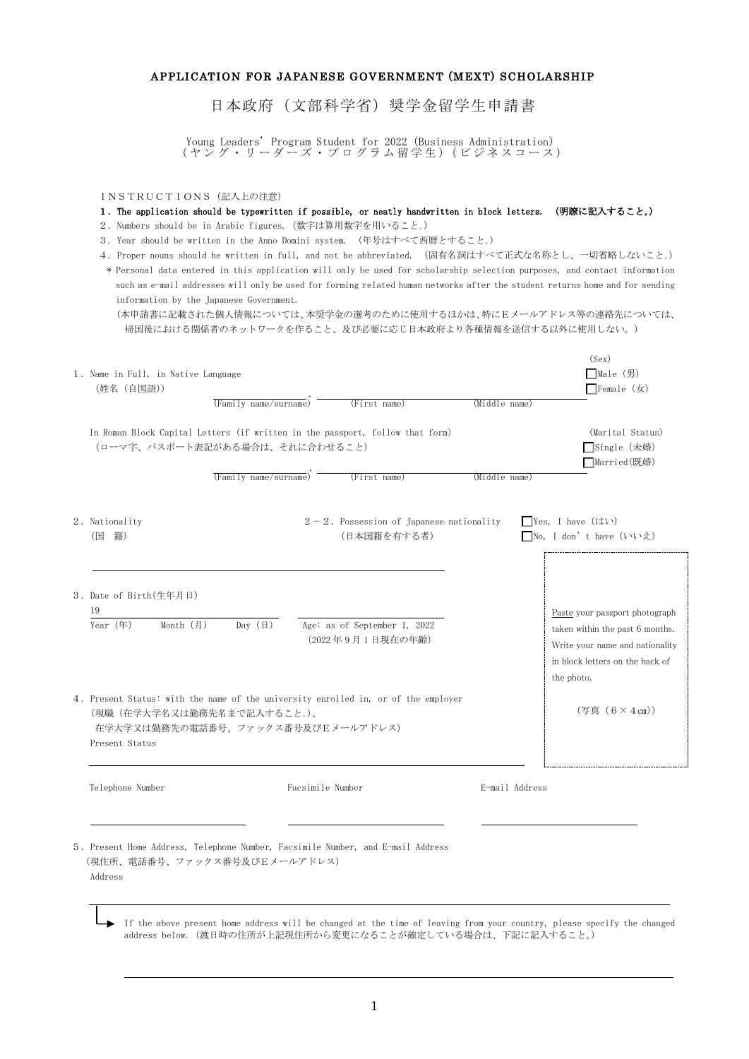# APPLICATION FOR JAPANESE GOVERNMENT (MEXT) SCHOLARSHIP

# 日本政府（文部科学省）奨学金留学生申請書

Young Leaders' Program Student for 2022 (Business Administration)
（ヤング・リーダーズ・プログラム留学生）（ビジネスコース）

ＩＮＳＴＲＵＣＴＩＯＮＳ（記入上の注意）

**1．The application should be typewritten if possible, or neatly handwritten in block letters.　(明瞭に記入すること。)**

2．Numbers should be in Arabic figures.（数字は算用数字を用いること。）

3．Year should be written in the Anno Domini system.　(年号はすべて西暦とすること。)

4．Proper nouns should be written in full, and not be abbreviated.　(固有名詞はすべて正式な名称とし、一切省略しないこと。)

＊Personal data entered in this application will only be used for scholarship selection purposes, and contact information such as e-mail addresses will only be used for forming related human networks after the student returns home and for sending information by the Japanese Government.

(本申請書に記載された個人情報については、本奨学金の選考のために使用するほかは、特にＥメールアドレス等の連絡先については、帰国後における関係者のネットワークを作ること、及び必要に応じ日本政府より各種情報を送信する以外に使用しない。)

1．Name in Full, in Native Language
（姓名（自国語））

______________________, ______________________ ______________________
(Family name/surname)　(First name)　(Middle name)

(Sex)
☐Male（男）
☐Female（女）

In Roman Block Capital Letters (if written in the passport, follow that form)
（ローマ字、パスポート表記がある場合は、それに合わせること）

______________________, ______________________ ______________________
(Family name/surname)　(First name)　(Middle name)

(Marital Status)
☐Single（未婚）
☐Married(既婚)

2．Nationality
（国　籍）

______________________

2－2．Possession of Japanese nationality
（日本国籍を有する者）

☐Yes, I have（はい）
☐No, I don't have（いいえ）

3．Date of Birth(生年月日)

19______________________
Year（年）　Month（月）　Day（日）

______________________
Age: as of September 1, 2022
（2022年9月1日現在の年齢）

Paste your passport photograph taken within the past 6 months. Write your name and nationality in block letters on the back of the photo.

（写真（6×4㎝））

4．Present Status: with the name of the university enrolled in, or of the employer
（現職（在学大学名又は勤務先名まで記入すること。）、
在学大学又は勤務先の電話番号、ファックス番号及びＥメールアドレス）

Present Status

______________________

Telephone Number ______________________

Facsimile Number ______________________

E-mail Address ______________________

5．Present Home Address, Telephone Number, Facsimile Number, and E-mail Address
（現住所、電話番号、ファックス番号及びＥメールアドレス）

Address

______________________

If the above present home address will be changed at the time of leaving from your country, please specify the changed address below.（渡日時の住所が上記現住所から変更になることが確定している場合は、下記に記入すること。）

______________________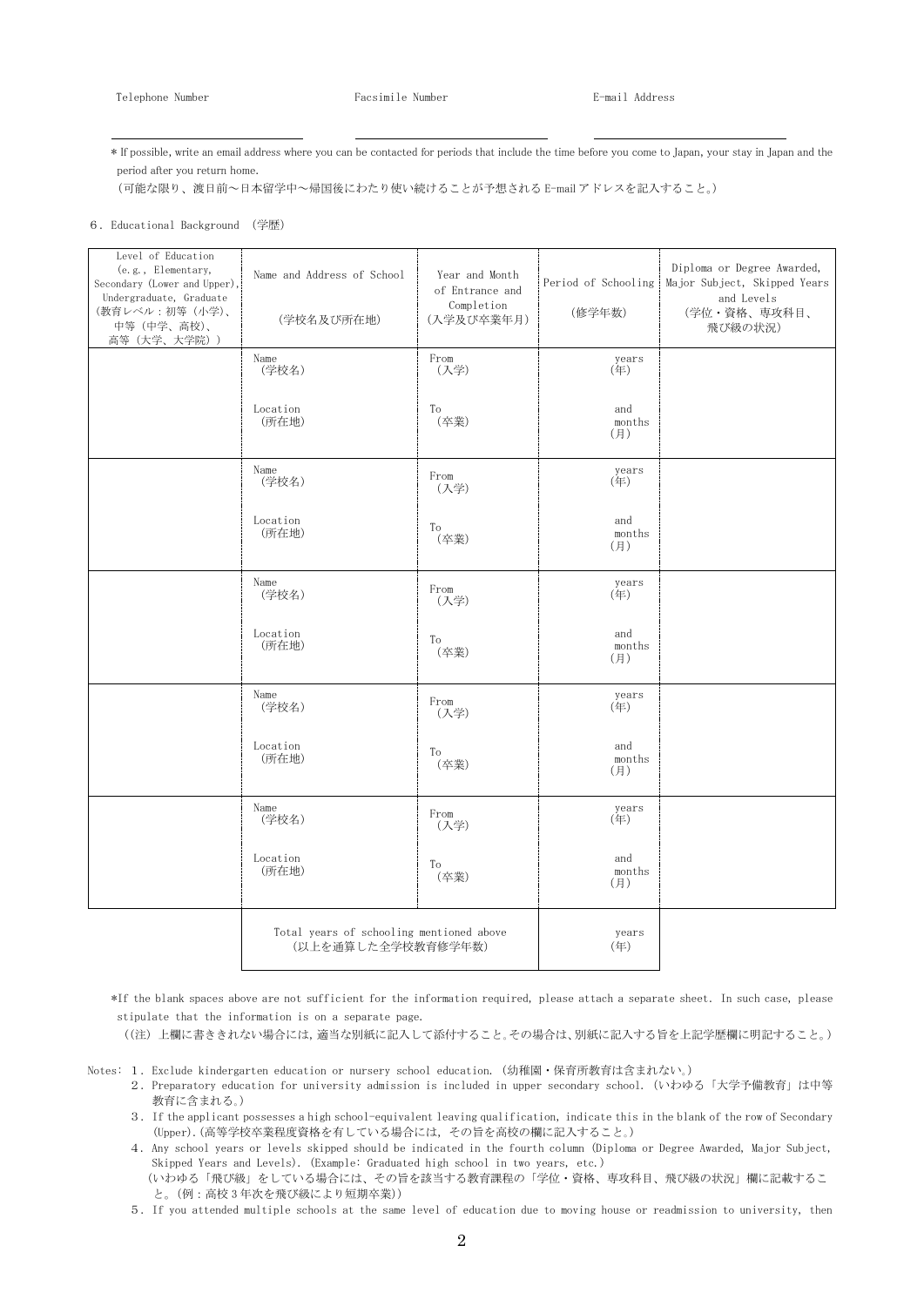| Telephone Number | Facsimile Number | E-mail Address |
|---|---|---|
| | | |

* If possible, write an email address where you can be contacted for periods that include the time before you come to Japan, your stay in Japan and the period after you return home.
（可能な限り、渡日前～日本留学中～帰国後にわたり使い続けることが予想されるE-mailアドレスを記入すること。）

6．Educational Background （学歴）

| Level of Education (e.g., Elementary, Secondary (Lower and Upper), Undergraduate, Graduate (教育レベル：初等（小学）、中等（中学、高校）、高等（大学、大学院）) | Name and Address of School (学校名及び所在地) | Year and Month of Entrance and Completion (入学及び卒業年月) | Period of Schooling (修学年数) | Diploma or Degree Awarded, Major Subject, Skipped Years and Levels (学位・資格、専攻科目、飛び級の状況) |
|---|---|---|---|---|
| | Name (学校名)<br>Location (所在地) | From (入学)<br>To (卒業) | years (年)<br>and months (月) | |
| | Name (学校名)<br>Location (所在地) | From (入学)<br>To (卒業) | years (年)<br>and months (月) | |
| | Name (学校名)<br>Location (所在地) | From (入学)<br>To (卒業) | years (年)<br>and months (月) | |
| | Name (学校名)<br>Location (所在地) | From (入学)<br>To (卒業) | years (年)<br>and months (月) | |
| | Name (学校名)<br>Location (所在地) | From (入学)<br>To (卒業) | years (年)<br>and months (月) | |
| | Total years of schooling mentioned above (以上を通算した全学校教育修学年数) | | years (年) | |

*If the blank spaces above are not sufficient for the information required, please attach a separate sheet. In such case, please stipulate that the information is on a separate page.
（(注) 上欄に書ききれない場合には,適当な別紙に記入して添付すること。その場合は,別紙に記入する旨を上記学歴欄に明記すること。）

Notes:
1．Exclude kindergarten education or nursery school education. (幼稚園・保育所教育は含まれない。)
2．Preparatory education for university admission is included in upper secondary school. (いわゆる「大学予備教育」は中等教育に含まれる。)
3．If the applicant possesses a high school-equivalent leaving qualification, indicate this in the blank of the row of Secondary (Upper).（高等学校卒業程度資格を有している場合には，その旨を高校の欄に記入すること。）
4．Any school years or levels skipped should be indicated in the fourth column (Diploma or Degree Awarded, Major Subject, Skipped Years and Levels). (Example: Graduated high school in two years, etc.)
（いわゆる「飛び級」をしている場合には、その旨を該当する教育課程の「学位・資格、専攻科目、飛び級の状況」欄に記載すること。(例：高校3年次を飛び級により短期卒業)）
5．If you attended multiple schools at the same level of education due to moving house or readmission to university, then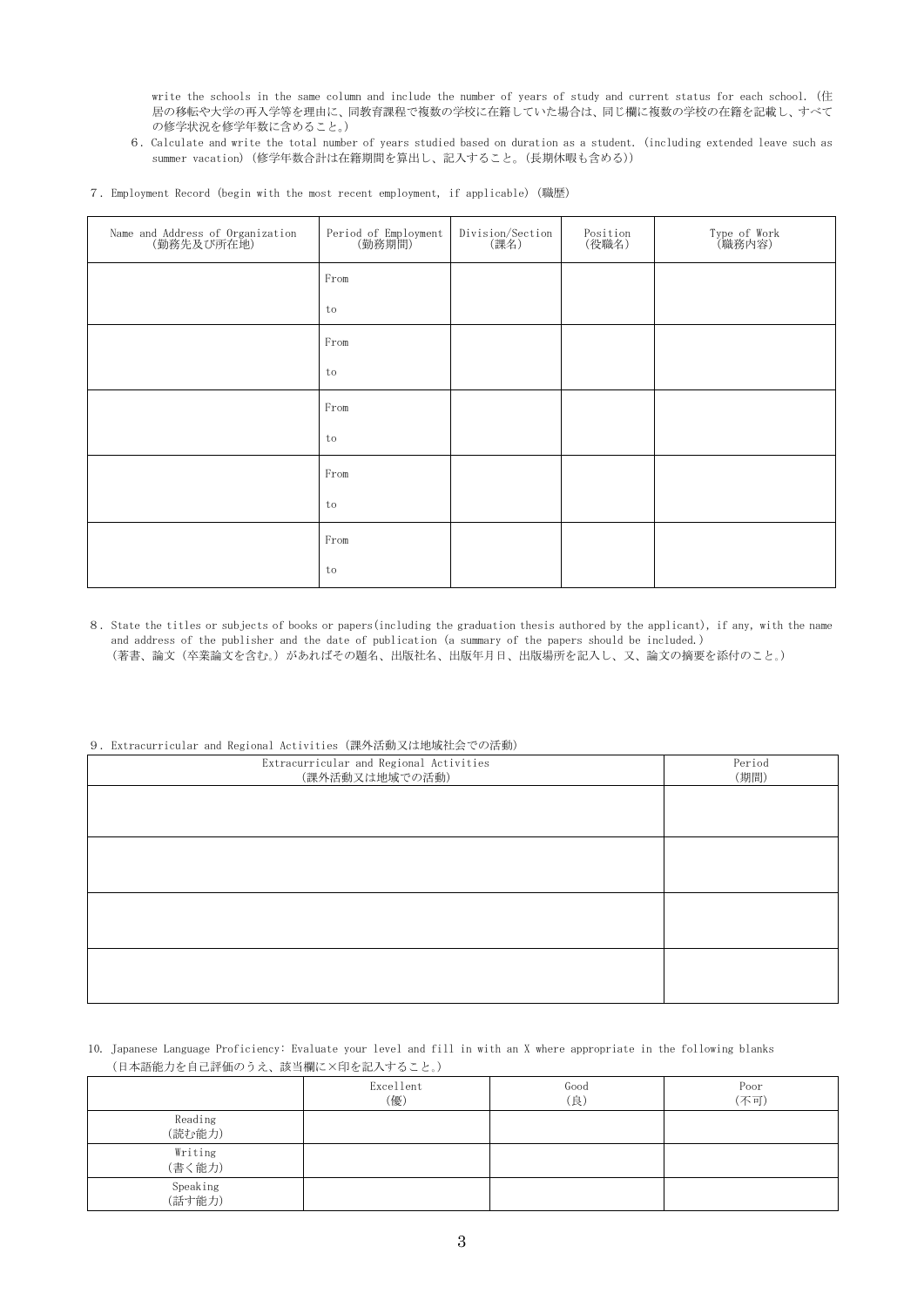write the schools in the same column and include the number of years of study and current status for each school. (住居の移転や大学の再入学等を理由に、同教育課程で複数の学校に在籍していた場合は、同じ欄に複数の学校の在籍を記載し、すべての修学状況を修学年数に含めること。)

6. Calculate and write the total number of years studied based on duration as a student. (including extended leave such as summer vacation) (修学年数合計は在籍期間を算出し、記入すること。(長期休暇も含める))

7. Employment Record (begin with the most recent employment, if applicable) (職歴)

| Name and Address of Organization (勤務先及び所在地) | Period of Employment (勤務期間) | Division/Section (課名) | Position (役職名) | Type of Work (職務内容) |
|---|---|---|---|---|
| | From<br>to | | | |
| | From<br>to | | | |
| | From<br>to | | | |
| | From<br>to | | | |
| | From<br>to | | | |

8. State the titles or subjects of books or papers(including the graduation thesis authored by the applicant), if any, with the name and address of the publisher and the date of publication (a summary of the papers should be included.)
(著書、論文(卒業論文を含む。)があればその題名、出版社名、出版年月日、出版場所を記入し、又、論文の摘要を添付のこと。)

9. Extracurricular and Regional Activities (課外活動又は地域社会での活動)

| Extracurricular and Regional Activities (課外活動又は地域での活動) | Period (期間) |
|---|---|
| | |
| | |
| | |
| | |

10. Japanese Language Proficiency: Evaluate your level and fill in with an X where appropriate in the following blanks
(日本語能力を自己評価のうえ、該当欄に×印を記入すること。)

| | Excellent (優) | Good (良) | Poor (不可) |
|---|---|---|---|
| Reading (読む能力) | | | |
| Writing (書く能力) | | | |
| Speaking (話す能力) | | | |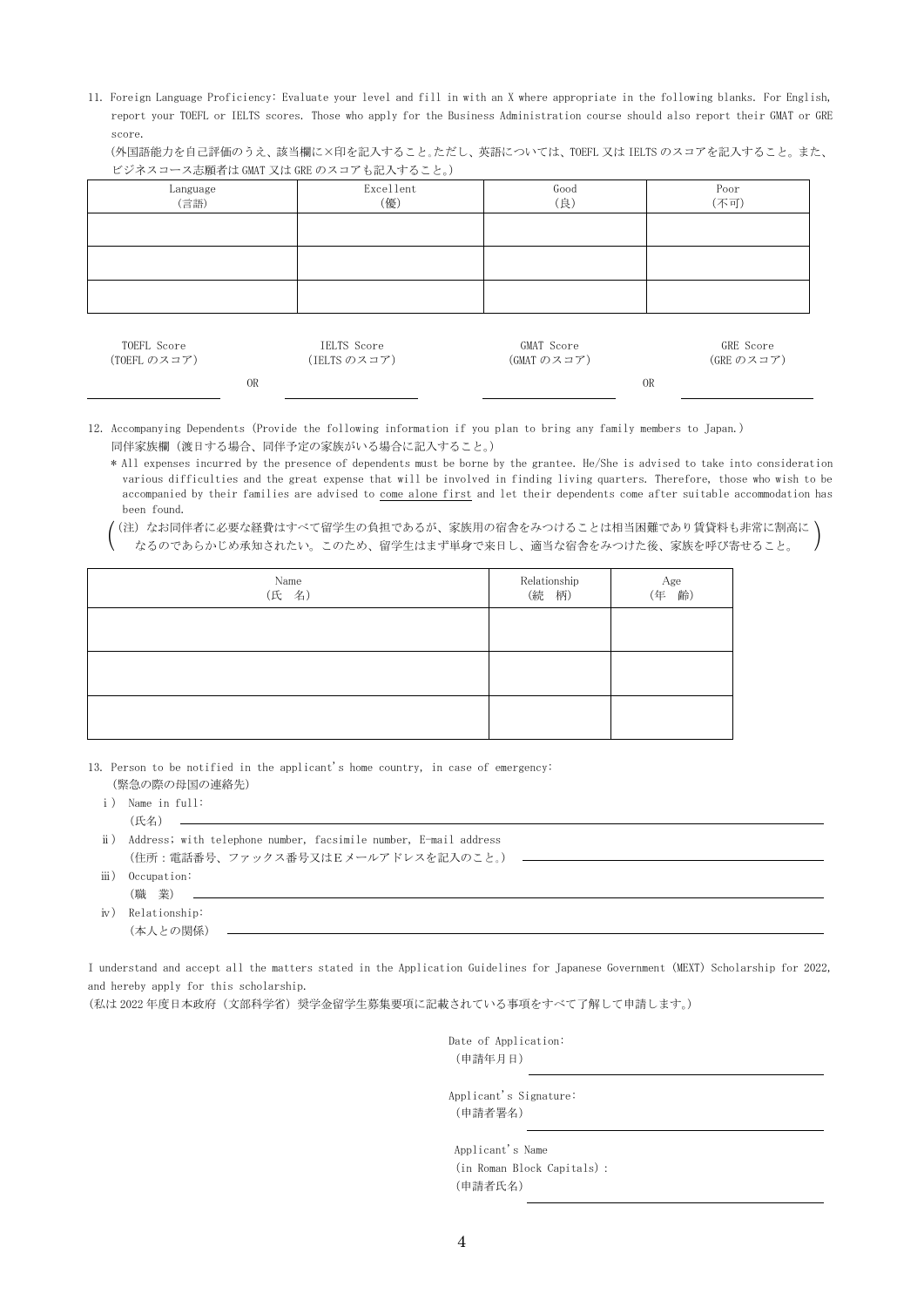11. Foreign Language Proficiency: Evaluate your level and fill in with an X where appropriate in the following blanks. For English, report your TOEFL or IELTS scores. Those who apply for the Business Administration course should also report their GMAT or GRE score.

(外国語能力を自己評価のうえ、該当欄に×印を記入すること。ただし、英語については、TOEFL 又は IELTS のスコアを記入すること。また、ビジネスコース志願者は GMAT 又は GRE のスコアも記入すること。)

| Language (言語) | Excellent (優) | Good (良) | Poor (不可) |
|---|---|---|---|
| | | | |
| | | | |
| | | | |

TOEFL Score (TOEFL のスコア) ______ OR IELTS Score (IELTS のスコア) ______

GMAT Score (GMAT のスコア) ______ OR GRE Score (GRE のスコア) ______

12. Accompanying Dependents (Provide the following information if you plan to bring any family members to Japan.)

同伴家族欄 (渡日する場合、同伴予定の家族がいる場合に記入すること。)

* All expenses incurred by the presence of dependents must be borne by the grantee. He/She is advised to take into consideration various difficulties and the great expense that will be involved in finding living quarters. Therefore, those who wish to be accompanied by their families are advised to come alone first and let their dependents come after suitable accommodation has been found.

((注) なお同伴者に必要な経費はすべて留学生の負担であるが、家族用の宿舎をみつけることは相当困難であり賃貸料も非常に割高になるのであらかじめ承知されたい。このため、留学生はまず単身で来日し、適当な宿舎をみつけた後、家族を呼び寄せること。)

| Name (氏　名) | Relationship (続　柄) | Age (年　齢) |
|---|---|---|
| | | |
| | | |
| | | |

13. Person to be notified in the applicant's home country, in case of emergency:

(緊急の際の母国の連絡先)

i) Name in full:
(氏名) ______

ii) Address; with telephone number, facsimile number, E-mail address
(住所：電話番号、ファックス番号又はEメールアドレスを記入のこと。) ______

iii) Occupation:
(職　業) ______

iv) Relationship:
(本人との関係) ______

I understand and accept all the matters stated in the Application Guidelines for Japanese Government (MEXT) Scholarship for 2022, and hereby apply for this scholarship.

(私は 2022 年度日本政府 (文部科学省) 奨学金留学生募集要項に記載されている事項をすべて了解して申請します。)

Date of Application:
(申請年月日) ______

Applicant's Signature:
(申請者署名) ______

Applicant's Name
(in Roman Block Capitals):
(申請者氏名) ______